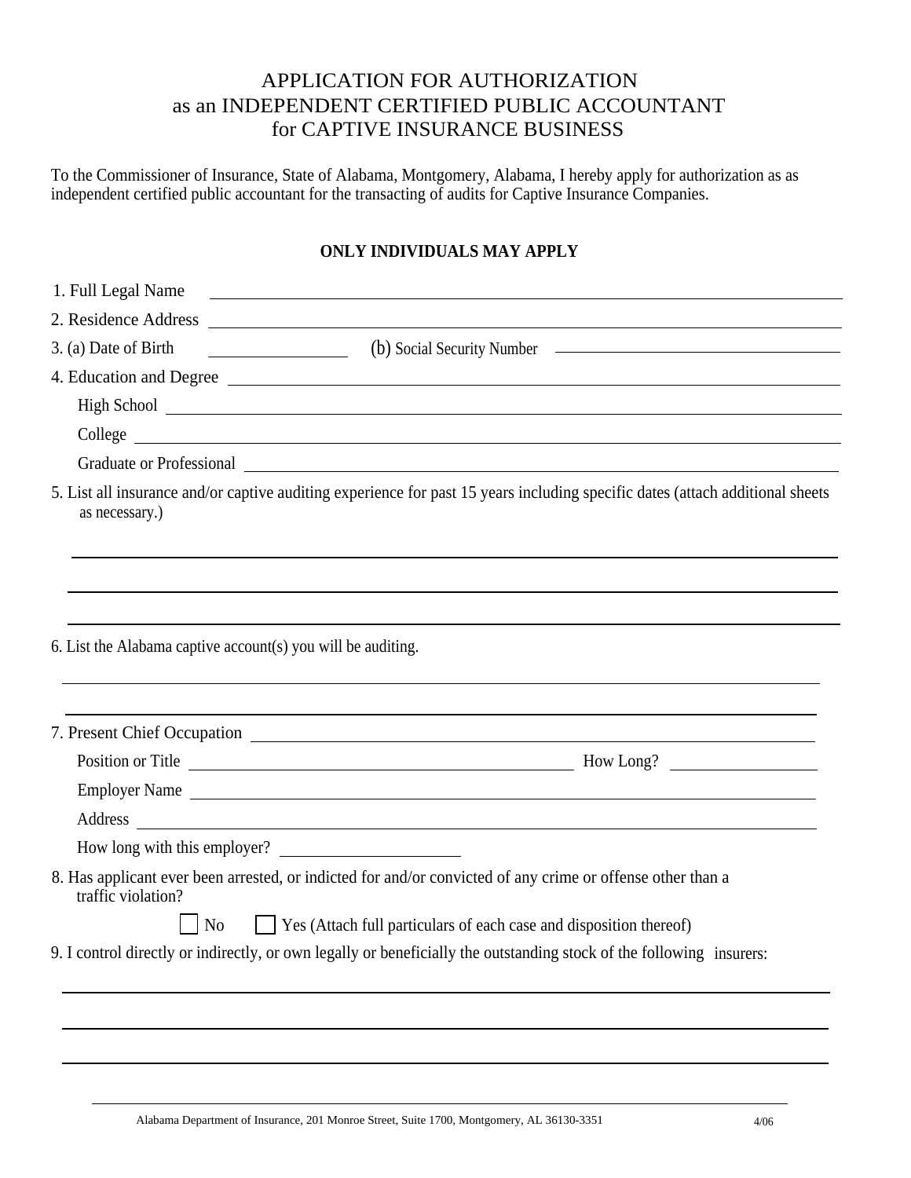# APPLICATION FOR AUTHORIZATION
# as an INDEPENDENT CERTIFIED PUBLIC ACCOUNTANT
# for CAPTIVE INSURANCE BUSINESS

To the Commissioner of Insurance, State of Alabama, Montgomery, Alabama, I hereby apply for authorization as as independent certified public accountant for the transacting of audits for Captive Insurance Companies.

**ONLY INDIVIDUALS MAY APPLY**

1. Full Legal Name \_\_\_\_\_\_\_\_\_\_\_\_\_\_\_\_\_\_\_\_\_\_\_\_\_\_\_\_\_\_\_\_\_\_\_\_\_\_\_\_

2. Residence Address \_\_\_\_\_\_\_\_\_\_\_\_\_\_\_\_\_\_\_\_\_\_\_\_\_\_\_\_\_\_\_\_\_\_\_\_\_\_\_\_

3. (a) Date of Birth \_\_\_\_\_\_\_\_\_\_\_\_\_\_\_\_ (b) Social Security Number \_\_\_\_\_\_\_\_\_\_\_\_\_\_\_\_\_\_\_\_\_\_\_\_

4. Education and Degree \_\_\_\_\_\_\_\_\_\_\_\_\_\_\_\_\_\_\_\_\_\_\_\_\_\_\_\_\_\_\_\_\_\_\_\_\_\_\_\_

   High School \_\_\_\_\_\_\_\_\_\_\_\_\_\_\_\_\_\_\_\_\_\_\_\_\_\_\_\_\_\_\_\_\_\_\_\_\_\_\_\_

   College \_\_\_\_\_\_\_\_\_\_\_\_\_\_\_\_\_\_\_\_\_\_\_\_\_\_\_\_\_\_\_\_\_\_\_\_\_\_\_\_

   Graduate or Professional \_\_\_\_\_\_\_\_\_\_\_\_\_\_\_\_\_\_\_\_\_\_\_\_\_\_\_\_\_\_\_\_\_\_\_\_\_\_\_\_

5. List all insurance and/or captive auditing experience for past 15 years including specific dates (attach additional sheets as necessary.)

\_\_\_\_\_\_\_\_\_\_\_\_\_\_\_\_\_\_\_\_\_\_\_\_\_\_\_\_\_\_\_\_\_\_\_\_\_\_\_\_\_\_\_\_\_\_\_\_\_\_\_\_\_\_\_\_\_\_\_\_

\_\_\_\_\_\_\_\_\_\_\_\_\_\_\_\_\_\_\_\_\_\_\_\_\_\_\_\_\_\_\_\_\_\_\_\_\_\_\_\_\_\_\_\_\_\_\_\_\_\_\_\_\_\_\_\_\_\_\_\_

\_\_\_\_\_\_\_\_\_\_\_\_\_\_\_\_\_\_\_\_\_\_\_\_\_\_\_\_\_\_\_\_\_\_\_\_\_\_\_\_\_\_\_\_\_\_\_\_\_\_\_\_\_\_\_\_\_\_\_\_

6. List the Alabama captive account(s) you will be auditing.

\_\_\_\_\_\_\_\_\_\_\_\_\_\_\_\_\_\_\_\_\_\_\_\_\_\_\_\_\_\_\_\_\_\_\_\_\_\_\_\_\_\_\_\_\_\_\_\_\_\_\_\_\_\_\_\_\_\_\_\_

\_\_\_\_\_\_\_\_\_\_\_\_\_\_\_\_\_\_\_\_\_\_\_\_\_\_\_\_\_\_\_\_\_\_\_\_\_\_\_\_\_\_\_\_\_\_\_\_\_\_\_\_\_\_\_\_\_\_\_\_

7. Present Chief Occupation \_\_\_\_\_\_\_\_\_\_\_\_\_\_\_\_\_\_\_\_\_\_\_\_\_\_\_\_\_\_\_\_\_\_\_\_\_\_\_\_

   Position or Title \_\_\_\_\_\_\_\_\_\_\_\_\_\_\_\_\_\_\_\_\_\_\_\_\_\_\_\_\_\_ How Long? \_\_\_\_\_\_\_\_\_\_\_\_

   Employer Name \_\_\_\_\_\_\_\_\_\_\_\_\_\_\_\_\_\_\_\_\_\_\_\_\_\_\_\_\_\_\_\_\_\_\_\_\_\_\_\_

   Address \_\_\_\_\_\_\_\_\_\_\_\_\_\_\_\_\_\_\_\_\_\_\_\_\_\_\_\_\_\_\_\_\_\_\_\_\_\_\_\_

   How long with this employer? \_\_\_\_\_\_\_\_\_\_\_\_\_\_\_\_

8. Has applicant ever been arrested, or indicted for and/or convicted of any crime or offense other than a traffic violation?

   ☐ No ☐ Yes (Attach full particulars of each case and disposition thereof)

9. I control directly or indirectly, or own legally or beneficially the outstanding stock of the following insurers:

\_\_\_\_\_\_\_\_\_\_\_\_\_\_\_\_\_\_\_\_\_\_\_\_\_\_\_\_\_\_\_\_\_\_\_\_\_\_\_\_\_\_\_\_\_\_\_\_\_\_\_\_\_\_\_\_\_\_\_\_

\_\_\_\_\_\_\_\_\_\_\_\_\_\_\_\_\_\_\_\_\_\_\_\_\_\_\_\_\_\_\_\_\_\_\_\_\_\_\_\_\_\_\_\_\_\_\_\_\_\_\_\_\_\_\_\_\_\_\_\_

\_\_\_\_\_\_\_\_\_\_\_\_\_\_\_\_\_\_\_\_\_\_\_\_\_\_\_\_\_\_\_\_\_\_\_\_\_\_\_\_\_\_\_\_\_\_\_\_\_\_\_\_\_\_\_\_\_\_\_\_

Alabama Department of Insurance, 201 Monroe Street, Suite 1700, Montgomery, AL 36130-3351 4/06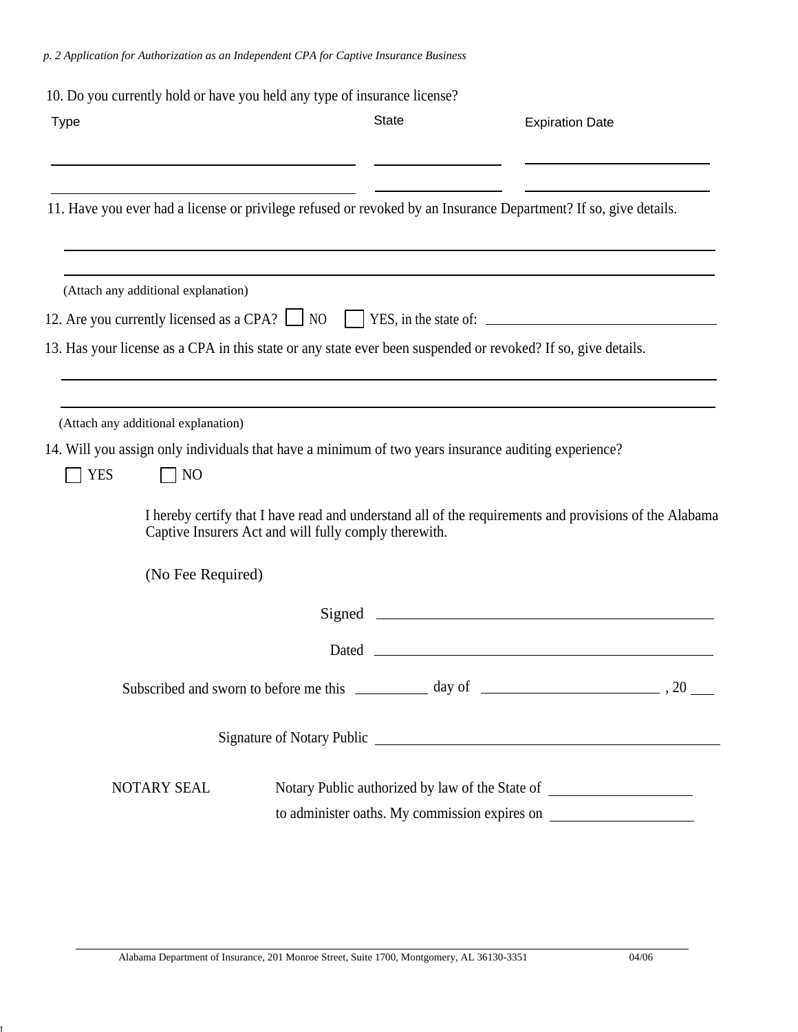10. Do you currently hold or have you held any type of insurance license?

| Type | State | Expiration Date |
|---|---|---|
| | | |
| | | |

11. Have you ever had a license or privilege refused or revoked by an Insurance Department? If so, give details.

\_\_\_\_\_\_\_\_\_\_\_\_\_\_\_\_\_\_\_\_\_\_\_\_\_\_\_\_\_\_\_\_\_\_\_\_\_\_\_\_\_\_\_\_\_\_\_\_\_\_\_\_\_\_\_\_\_\_\_\_\_\_\_\_\_\_\_\_\_\_\_\_

\_\_\_\_\_\_\_\_\_\_\_\_\_\_\_\_\_\_\_\_\_\_\_\_\_\_\_\_\_\_\_\_\_\_\_\_\_\_\_\_\_\_\_\_\_\_\_\_\_\_\_\_\_\_\_\_\_\_\_\_\_\_\_\_\_\_\_\_\_\_\_\_

(Attach any additional explanation)

12. Are you currently licensed as a CPA? ☐ NO ☐ YES, in the state of: \_\_\_\_\_\_\_\_\_\_\_\_\_\_\_\_\_\_\_\_\_\_\_\_

13. Has your license as a CPA in this state or any state ever been suspended or revoked? If so, give details.

\_\_\_\_\_\_\_\_\_\_\_\_\_\_\_\_\_\_\_\_\_\_\_\_\_\_\_\_\_\_\_\_\_\_\_\_\_\_\_\_\_\_\_\_\_\_\_\_\_\_\_\_\_\_\_\_\_\_\_\_\_\_\_\_\_\_\_\_\_\_\_\_

\_\_\_\_\_\_\_\_\_\_\_\_\_\_\_\_\_\_\_\_\_\_\_\_\_\_\_\_\_\_\_\_\_\_\_\_\_\_\_\_\_\_\_\_\_\_\_\_\_\_\_\_\_\_\_\_\_\_\_\_\_\_\_\_\_\_\_\_\_\_\_\_

(Attach any additional explanation)

14. Will you assign only individuals that have a minimum of two years insurance auditing experience?

☐ YES ☐ NO

I hereby certify that I have read and understand all of the requirements and provisions of the Alabama Captive Insurers Act and will fully comply therewith.

(No Fee Required)

Signed \_\_\_\_\_\_\_\_\_\_\_\_\_\_\_\_\_\_\_\_\_\_\_\_\_\_\_\_\_\_\_\_\_\_\_\_\_\_\_\_

Dated \_\_\_\_\_\_\_\_\_\_\_\_\_\_\_\_\_\_\_\_\_\_\_\_\_\_\_\_\_\_\_\_\_\_\_\_\_\_\_\_

Subscribed and sworn to before me this \_\_\_\_\_\_\_\_ day of \_\_\_\_\_\_\_\_\_\_\_\_\_\_\_\_\_\_\_\_ , 20 \_\_\_

Signature of Notary Public \_\_\_\_\_\_\_\_\_\_\_\_\_\_\_\_\_\_\_\_\_\_\_\_\_\_\_\_\_\_\_\_\_\_\_\_\_\_\_\_

NOTARY SEAL

Notary Public authorized by law of the State of \_\_\_\_\_\_\_\_\_\_\_\_\_\_\_\_\_\_

to administer oaths. My commission expires on \_\_\_\_\_\_\_\_\_\_\_\_\_\_\_\_\_\_

Alabama Department of Insurance, 201 Monroe Street, Suite 1700, Montgomery, AL 36130-3351 04/06